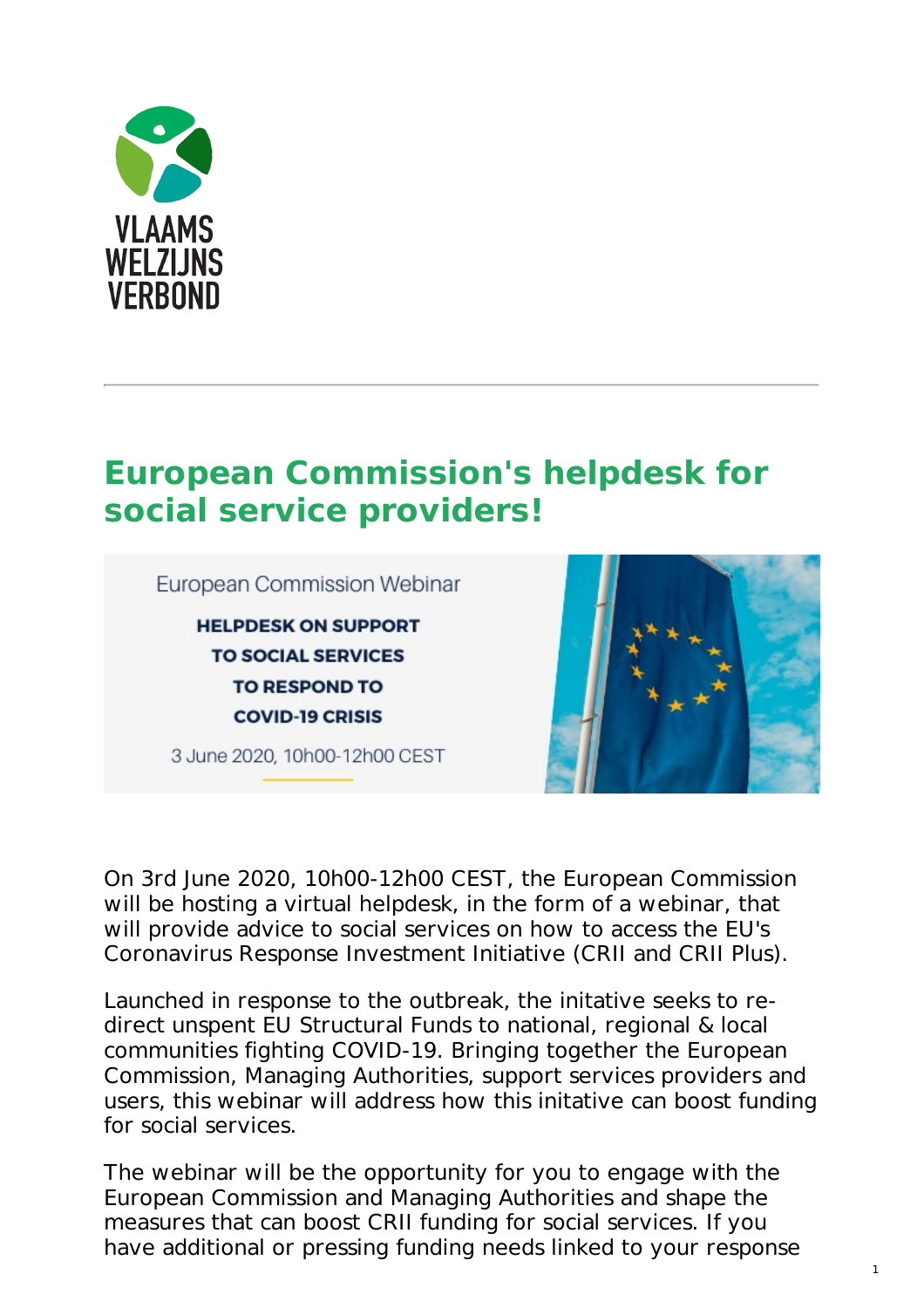VLAAMS WELZIJNS VERBOND

---

# European Commission's helpdesk for social service providers!

European Commission Webinar

**HELPDESK ON SUPPORT TO SOCIAL SERVICES TO RESPOND TO COVID-19 CRISIS**

3 June 2020, 10h00-12h00 CEST

On 3rd June 2020, 10h00-12h00 CEST, the European Commission will be hosting a virtual helpdesk, in the form of a webinar, that will provide advice to social services on how to access the EU's Coronavirus Response Investment Initiative (CRII and CRII Plus).

Launched in response to the outbreak, the initative seeks to re-direct unspent EU Structural Funds to national, regional & local communities fighting COVID-19. Bringing together the European Commission, Managing Authorities, support services providers and users, this webinar will address how this initative can boost funding for social services.

The webinar will be the opportunity for you to engage with the European Commission and Managing Authorities and shape the measures that can boost CRII funding for social services. If you have additional or pressing funding needs linked to your response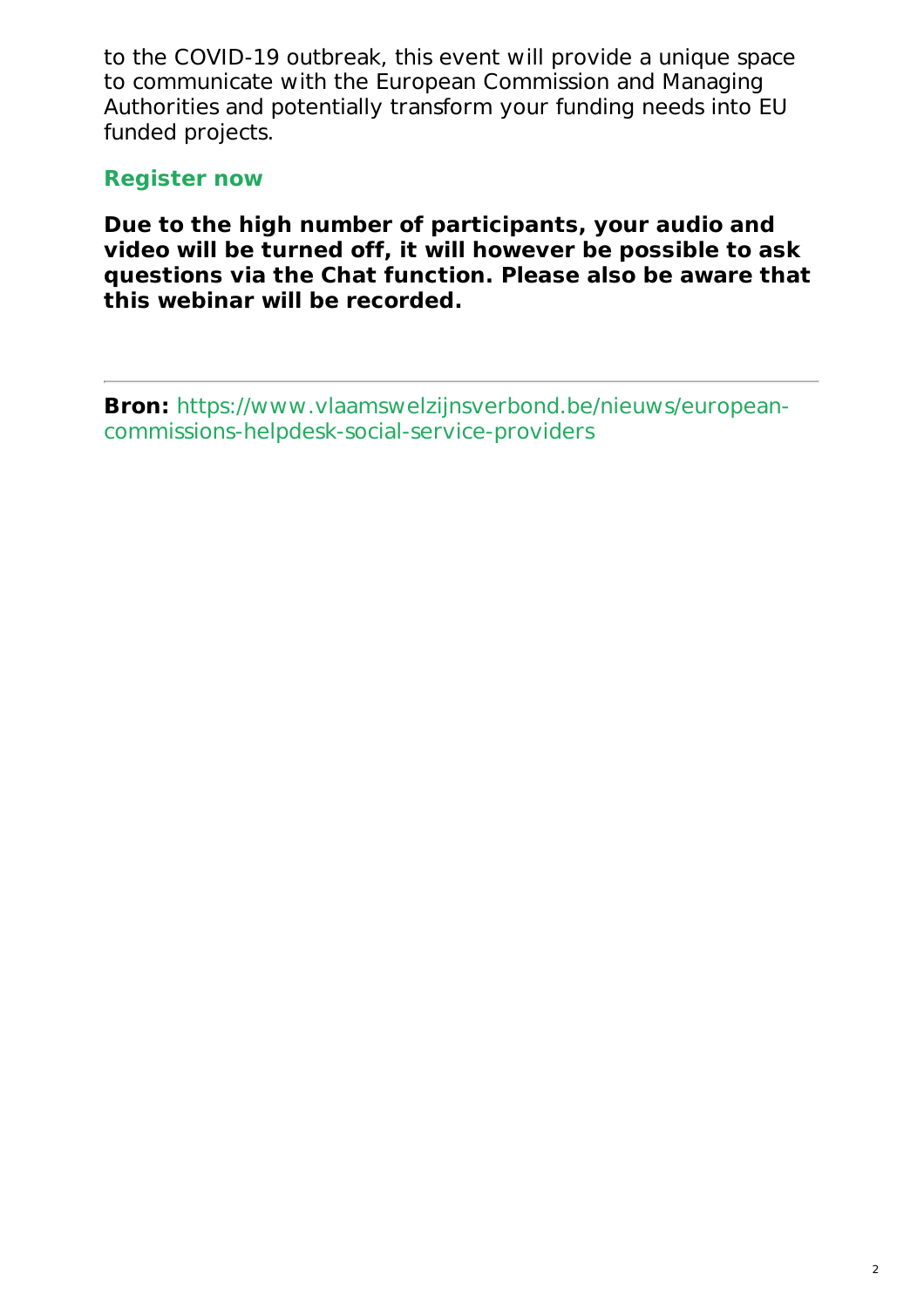to the COVID-19 outbreak, this event will provide a unique space to communicate with the European Commission and Managing Authorities and potentially transform your funding needs into EU funded projects.

**Register now**

**Due to the high number of participants, your audio and video will be turned off, it will however be possible to ask questions via the Chat function. Please also be aware that this webinar will be recorded.**

---

**Bron:** https://www.vlaamswelzijnsverbond.be/nieuws/european-commissions-helpdesk-social-service-providers